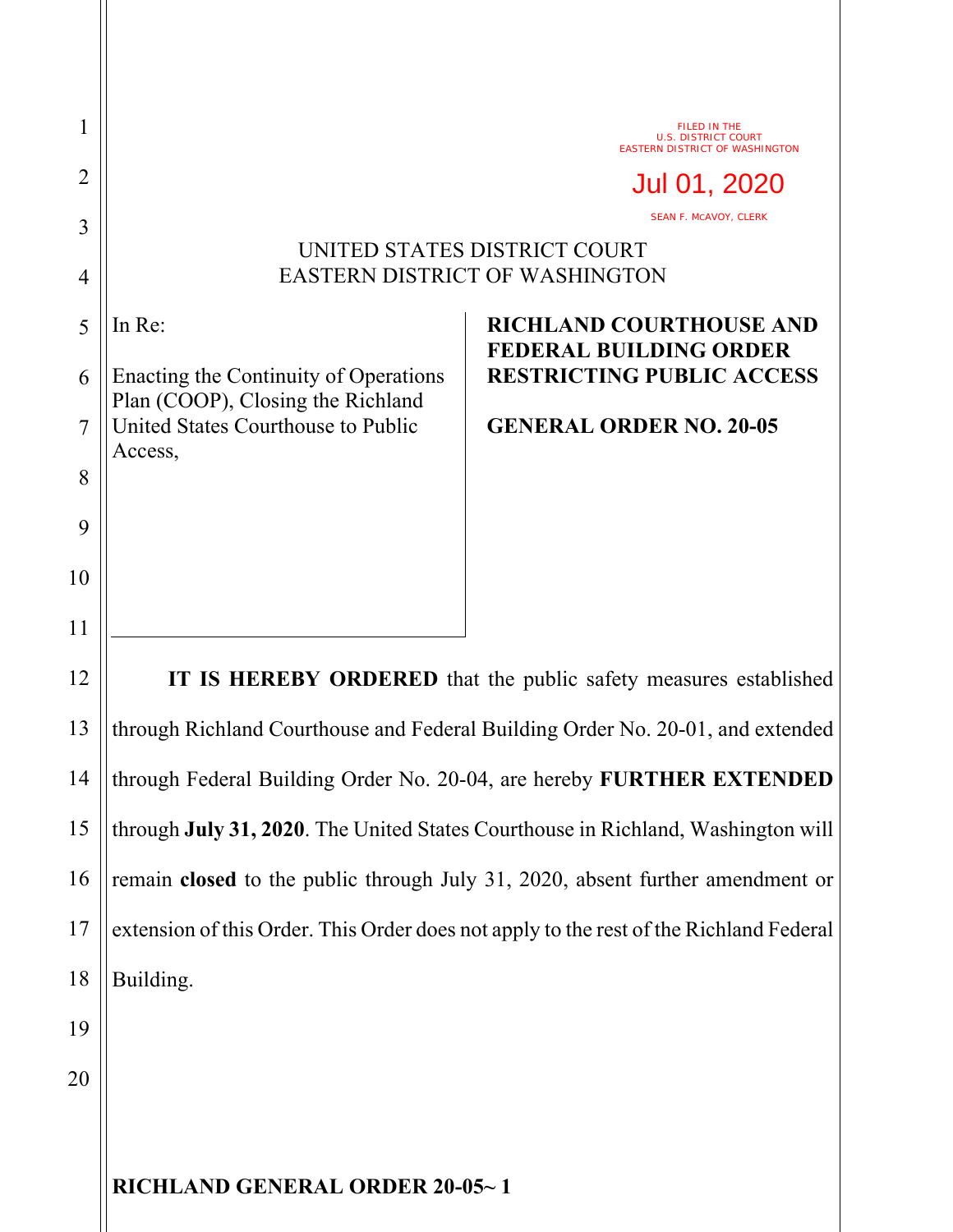FILED IN THE
U.S. DISTRICT COURT
EASTERN DISTRICT OF WASHINGTON

Jul 01, 2020

SEAN F. MCAVOY, CLERK

UNITED STATES DISTRICT COURT
EASTERN DISTRICT OF WASHINGTON

In Re:

Enacting the Continuity of Operations Plan (COOP), Closing the Richland United States Courthouse to Public Access,

**RICHLAND COURTHOUSE AND FEDERAL BUILDING ORDER RESTRICTING PUBLIC ACCESS**

**GENERAL ORDER NO. 20-05**

**IT IS HEREBY ORDERED** that the public safety measures established through Richland Courthouse and Federal Building Order No. 20-01, and extended through Federal Building Order No. 20-04, are hereby **FURTHER EXTENDED** through **July 31, 2020**. The United States Courthouse in Richland, Washington will remain **closed** to the public through July 31, 2020, absent further amendment or extension of this Order. This Order does not apply to the rest of the Richland Federal Building.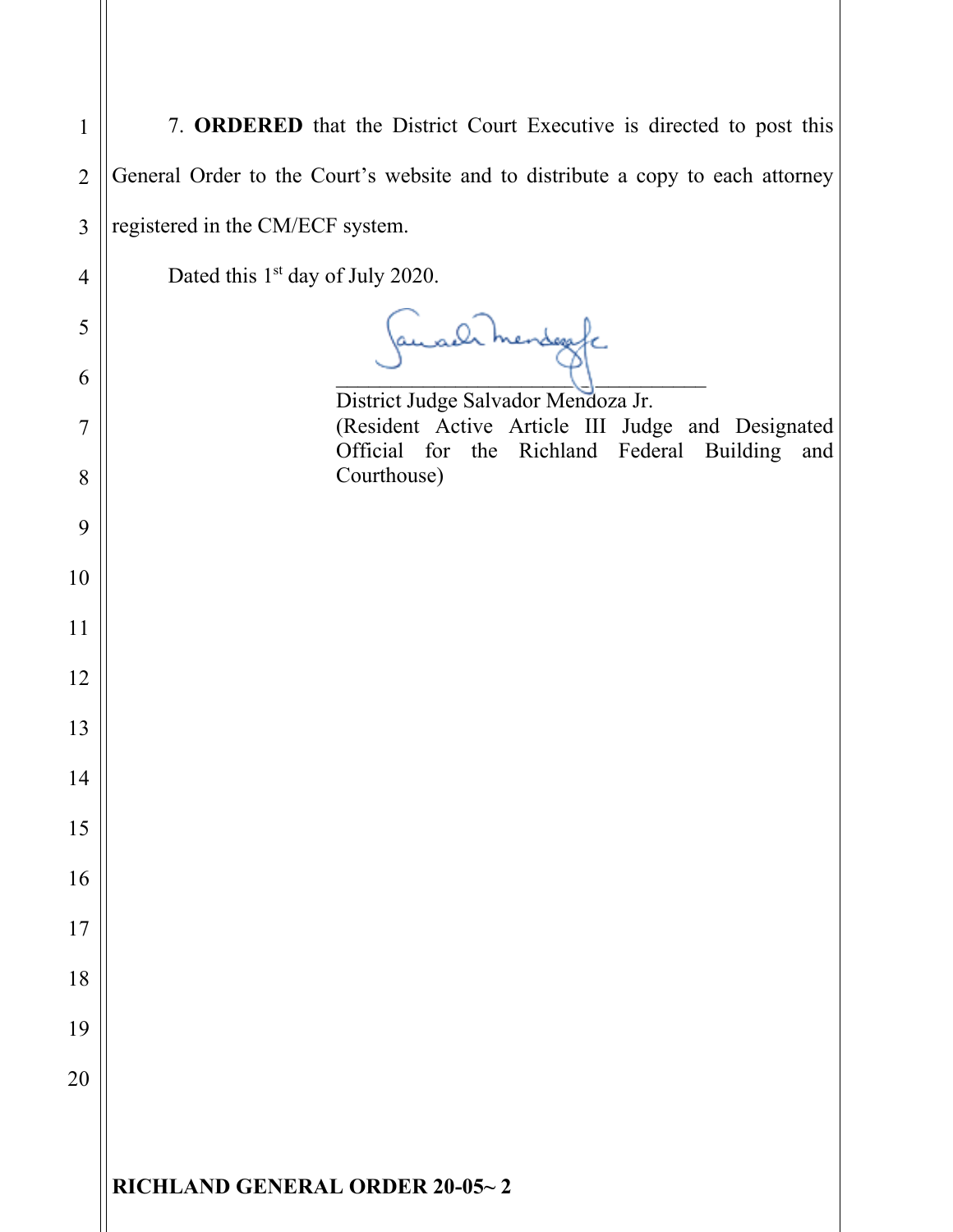7. **ORDERED** that the District Court Executive is directed to post this General Order to the Court's website and to distribute a copy to each attorney registered in the CM/ECF system.

Dated this 1st day of July 2020.

_________________________________
District Judge Salvador Mendoza Jr.
(Resident Active Article III Judge and Designated Official for the Richland Federal Building and Courthouse)

**RICHLAND GENERAL ORDER 20-05~ 2**